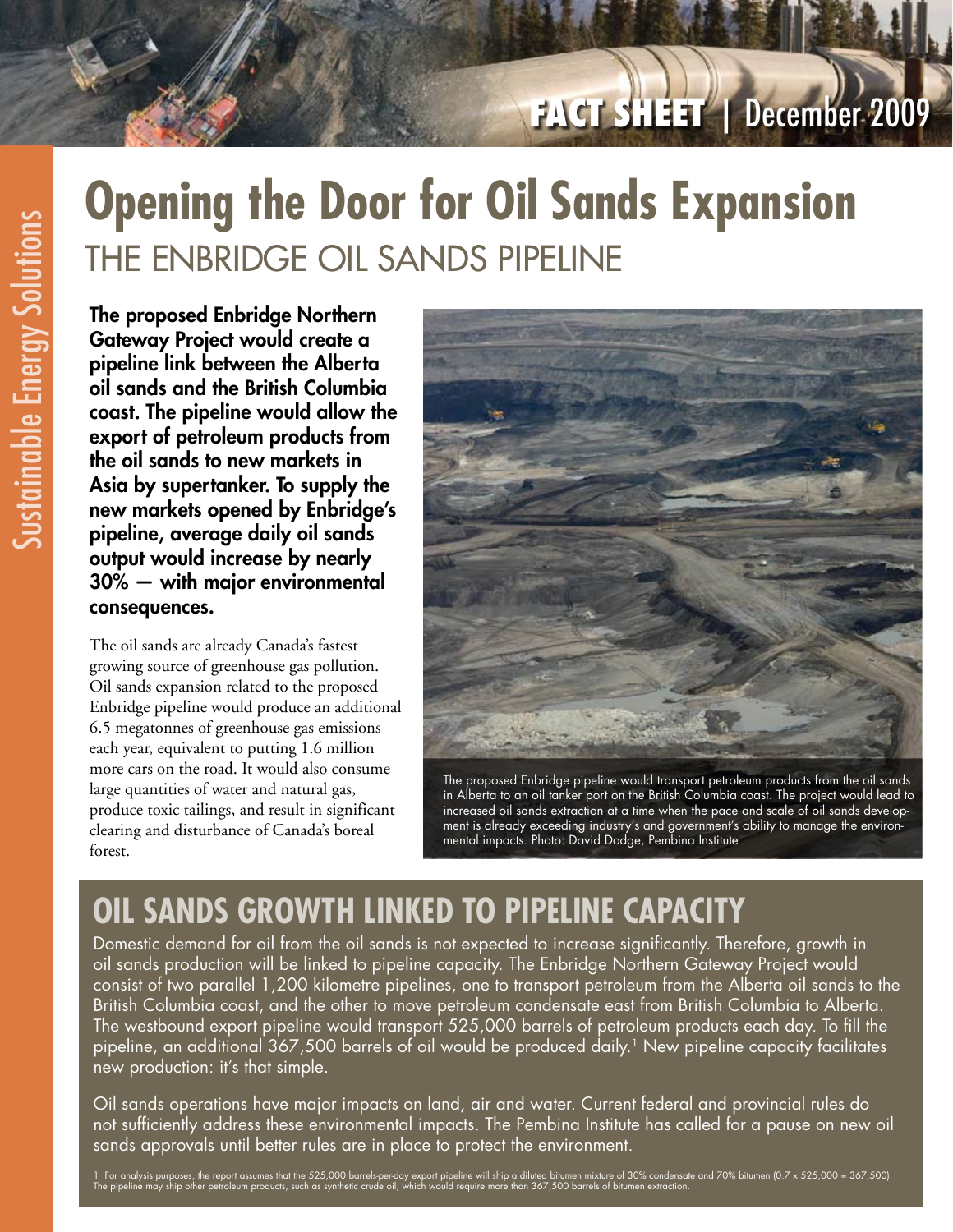FACT SHEET | December 2009

# Opening the Door for Oil Sands Expansion

## THE ENBRIDGE OIL SANDS PIPELINE

**The proposed Enbridge Northern Gateway Project would create a pipeline link between the Alberta oil sands and the British Columbia coast. The pipeline would allow the export of petroleum products from the oil sands to new markets in Asia by supertanker. To supply the new markets opened by Enbridge's pipeline, average daily oil sands output would increase by nearly 30% — with major environmental consequences.**

The oil sands are already Canada's fastest growing source of greenhouse gas pollution. Oil sands expansion related to the proposed Enbridge pipeline would produce an additional 6.5 megatonnes of greenhouse gas emissions each year, equivalent to putting 1.6 million more cars on the road. It would also consume large quantities of water and natural gas, produce toxic tailings, and result in significant clearing and disturbance of Canada's boreal forest.

The proposed Enbridge pipeline would transport petroleum products from the oil sands in Alberta to an oil tanker port on the British Columbia coast. The project would lead to increased oil sands extraction at a time when the pace and scale of oil sands development is already exceeding industry's and government's ability to manage the environmental impacts. Photo: David Dodge, Pembina Institute

## OIL SANDS GROWTH LINKED TO PIPELINE CAPACITY

Domestic demand for oil from the oil sands is not expected to increase significantly. Therefore, growth in oil sands production will be linked to pipeline capacity. The Enbridge Northern Gateway Project would consist of two parallel 1,200 kilometre pipelines, one to transport petroleum from the Alberta oil sands to the British Columbia coast, and the other to move petroleum condensate east from British Columbia to Alberta. The westbound export pipeline would transport 525,000 barrels of petroleum products each day. To fill the pipeline, an additional 367,500 barrels of oil would be produced daily.[1] New pipeline capacity facilitates new production: it's that simple.

Oil sands operations have major impacts on land, air and water. Current federal and provincial rules do not sufficiently address these environmental impacts. The Pembina Institute has called for a pause on new oil sands approvals until better rules are in place to protect the environment.

1 For analysis purposes, the report assumes that the 525,000 barrels-per-day export pipeline will ship a diluted bitumen mixture of 30% condensate and 70% bitumen (0.7 x 525,000 = 367,500). The pipeline may ship other petroleum products, such as synthetic crude oil, which would require more than 367,500 barrels of bitumen extraction.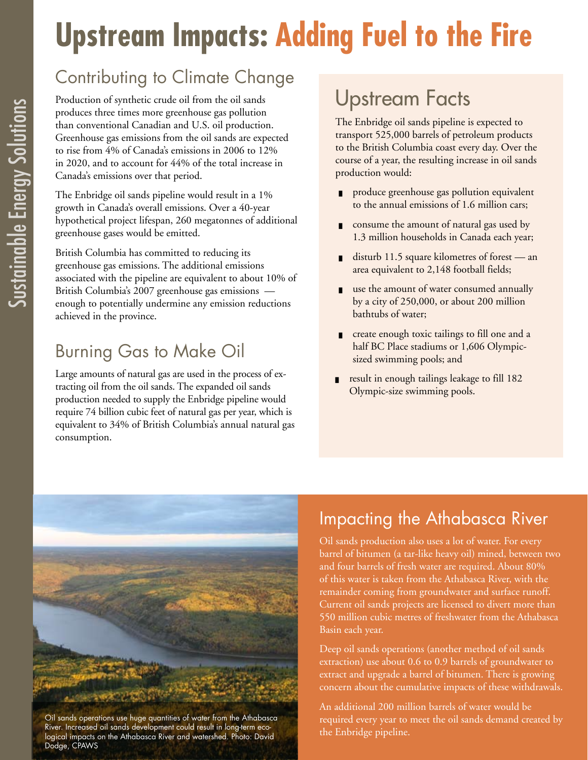# Upstream Impacts: Adding Fuel to the Fire

## Contributing to Climate Change

Production of synthetic crude oil from the oil sands produces three times more greenhouse gas pollution than conventional Canadian and U.S. oil production. Greenhouse gas emissions from the oil sands are expected to rise from 4% of Canada's emissions in 2006 to 12% in 2020, and to account for 44% of the total increase in Canada's emissions over that period.

The Enbridge oil sands pipeline would result in a 1% growth in Canada's overall emissions. Over a 40-year hypothetical project lifespan, 260 megatonnes of additional greenhouse gases would be emitted.

British Columbia has committed to reducing its greenhouse gas emissions. The additional emissions associated with the pipeline are equivalent to about 10% of British Columbia's 2007 greenhouse gas emissions — enough to potentially undermine any emission reductions achieved in the province.

## Burning Gas to Make Oil

Large amounts of natural gas are used in the process of extracting oil from the oil sands. The expanded oil sands production needed to supply the Enbridge pipeline would require 74 billion cubic feet of natural gas per year, which is equivalent to 34% of British Columbia's annual natural gas consumption.

## Upstream Facts

The Enbridge oil sands pipeline is expected to transport 525,000 barrels of petroleum products to the British Columbia coast every day. Over the course of a year, the resulting increase in oil sands production would:

- produce greenhouse gas pollution equivalent to the annual emissions of 1.6 million cars;
- consume the amount of natural gas used by 1.3 million households in Canada each year;
- disturb 11.5 square kilometres of forest — an area equivalent to 2,148 football fields;
- use the amount of water consumed annually by a city of 250,000, or about 200 million bathtubs of water;
- create enough toxic tailings to fill one and a half BC Place stadiums or 1,606 Olympic-sized swimming pools; and
- result in enough tailings leakage to fill 182 Olympic-size swimming pools.

Oil sands operations use huge quantities of water from the Athabasca River. Increased oil sands development could result in long-term ecological impacts on the Athabasca River and watershed. Photo: David Dodge, CPAWS

## Impacting the Athabasca River

Oil sands production also uses a lot of water. For every barrel of bitumen (a tar-like heavy oil) mined, between two and four barrels of fresh water are required. About 80% of this water is taken from the Athabasca River, with the remainder coming from groundwater and surface runoff. Current oil sands projects are licensed to divert more than 550 million cubic metres of freshwater from the Athabasca Basin each year.

Deep oil sands operations (another method of oil sands extraction) use about 0.6 to 0.9 barrels of groundwater to extract and upgrade a barrel of bitumen. There is growing concern about the cumulative impacts of these withdrawals.

An additional 200 million barrels of water would be required every year to meet the oil sands demand created by the Enbridge pipeline.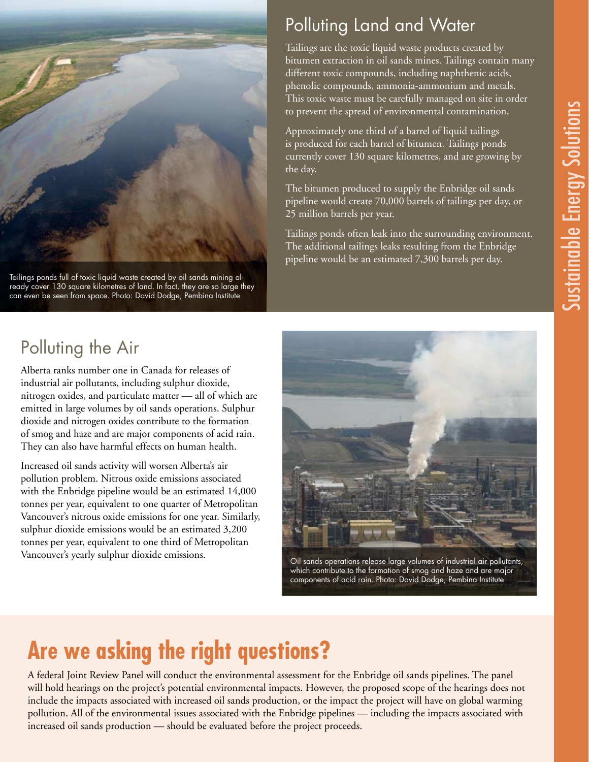Tailings ponds full of toxic liquid waste created by oil sands mining already cover 130 square kilometres of land. In fact, they are so large they can even be seen from space. Photo: David Dodge, Pembina Institute

## Polluting Land and Water

Tailings are the toxic liquid waste products created by bitumen extraction in oil sands mines. Tailings contain many different toxic compounds, including naphthenic acids, phenolic compounds, ammonia-ammonium and metals. This toxic waste must be carefully managed on site in order to prevent the spread of environmental contamination.

Approximately one third of a barrel of liquid tailings is produced for each barrel of bitumen. Tailings ponds currently cover 130 square kilometres, and are growing by the day.

The bitumen produced to supply the Enbridge oil sands pipeline would create 70,000 barrels of tailings per day, or 25 million barrels per year.

Tailings ponds often leak into the surrounding environment. The additional tailings leaks resulting from the Enbridge pipeline would be an estimated 7,300 barrels per day.

## Polluting the Air

Alberta ranks number one in Canada for releases of industrial air pollutants, including sulphur dioxide, nitrogen oxides, and particulate matter — all of which are emitted in large volumes by oil sands operations. Sulphur dioxide and nitrogen oxides contribute to the formation of smog and haze and are major components of acid rain. They can also have harmful effects on human health.

Increased oil sands activity will worsen Alberta's air pollution problem. Nitrous oxide emissions associated with the Enbridge pipeline would be an estimated 14,000 tonnes per year, equivalent to one quarter of Metropolitan Vancouver's nitrous oxide emissions for one year. Similarly, sulphur dioxide emissions would be an estimated 3,200 tonnes per year, equivalent to one third of Metropolitan Vancouver's yearly sulphur dioxide emissions.

Oil sands operations release large volumes of industrial air pollutants, which contribute to the formation of smog and haze and are major components of acid rain. Photo: David Dodge, Pembina Institute

# Are we asking the right questions?

A federal Joint Review Panel will conduct the environmental assessment for the Enbridge oil sands pipelines. The panel will hold hearings on the project's potential environmental impacts. However, the proposed scope of the hearings does not include the impacts associated with increased oil sands production, or the impact the project will have on global warming pollution. All of the environmental issues associated with the Enbridge pipelines — including the impacts associated with increased oil sands production — should be evaluated before the project proceeds.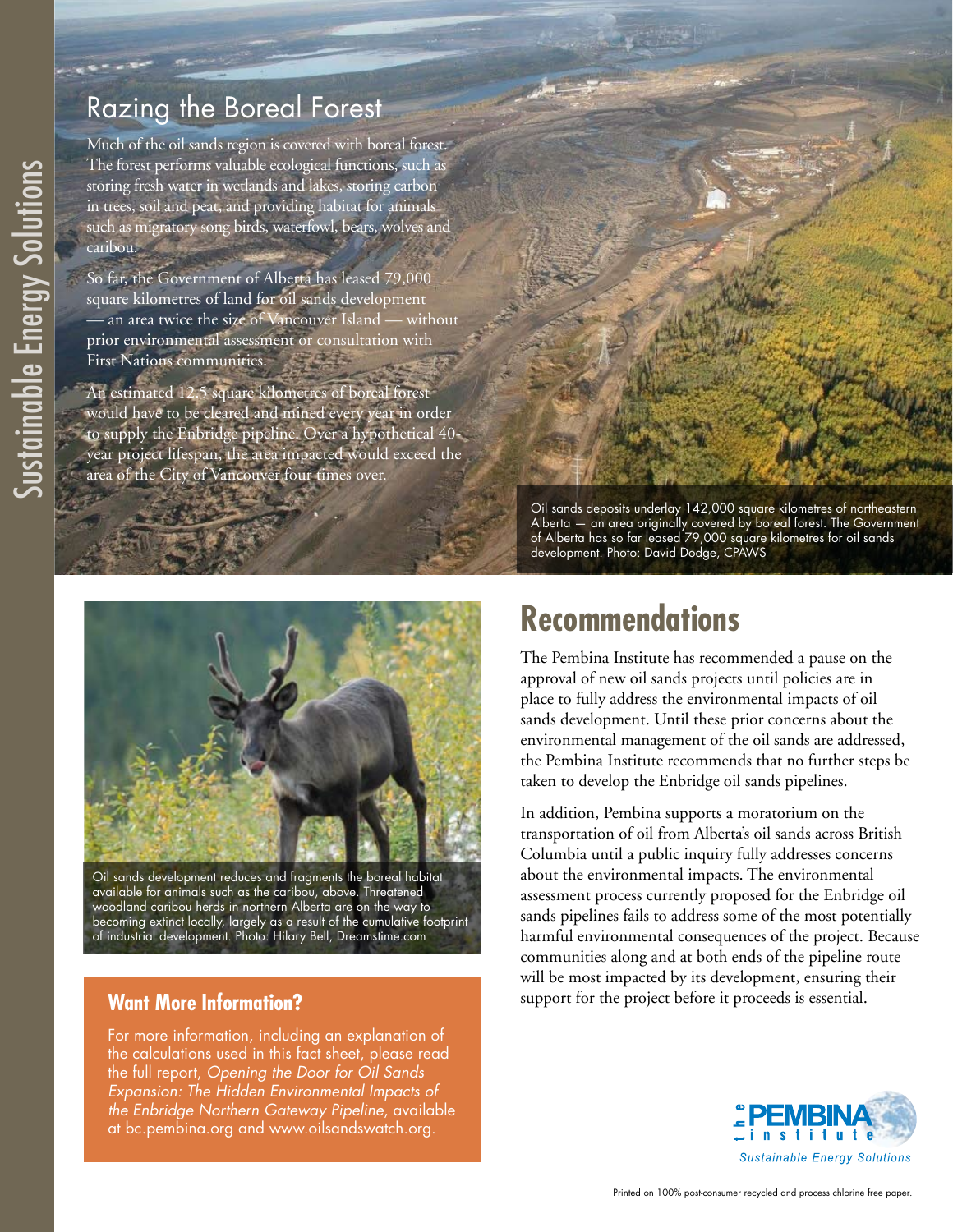## Razing the Boreal Forest

Much of the oil sands region is covered with boreal forest. The forest performs valuable ecological functions, such as storing fresh water in wetlands and lakes, storing carbon in trees, soil and peat, and providing habitat for animals such as migratory song birds, waterfowl, bears, wolves and caribou.

So far, the Government of Alberta has leased 79,000 square kilometres of land for oil sands development — an area twice the size of Vancouver Island — without prior environmental assessment or consultation with First Nations communities.

An estimated 12.5 square kilometres of boreal forest would have to be cleared and mined every year in order to supply the Enbridge pipeline. Over a hypothetical 40-year project lifespan, the area impacted would exceed the area of the City of Vancouver four times over.

Oil sands deposits underlay 142,000 square kilometres of northeastern Alberta — an area originally covered by boreal forest. The Government of Alberta has so far leased 79,000 square kilometres for oil sands development. Photo: David Dodge, CPAWS

Oil sands development reduces and fragments the boreal habitat available for animals such as the caribou, above. Threatened woodland caribou herds in northern Alberta are on the way to becoming extinct locally, largely as a result of the cumulative footprint of industrial development. Photo: Hilary Bell, Dreamstime.com

### Want More Information?

For more information, including an explanation of the calculations used in this fact sheet, please read the full report, *Opening the Door for Oil Sands Expansion: The Hidden Environmental Impacts of the Enbridge Northern Gateway Pipeline*, available at bc.pembina.org and www.oilsandswatch.org.

# Recommendations

The Pembina Institute has recommended a pause on the approval of new oil sands projects until policies are in place to fully address the environmental impacts of oil sands development. Until these prior concerns about the environmental management of the oil sands are addressed, the Pembina Institute recommends that no further steps be taken to develop the Enbridge oil sands pipelines.

In addition, Pembina supports a moratorium on the transportation of oil from Alberta's oil sands across British Columbia until a public inquiry fully addresses concerns about the environmental impacts. The environmental assessment process currently proposed for the Enbridge oil sands pipelines fails to address some of the most potentially harmful environmental consequences of the project. Because communities along and at both ends of the pipeline route will be most impacted by its development, ensuring their support for the project before it proceeds is essential.

the PEMBINA institute
Sustainable Energy Solutions

Printed on 100% post-consumer recycled and process chlorine free paper.